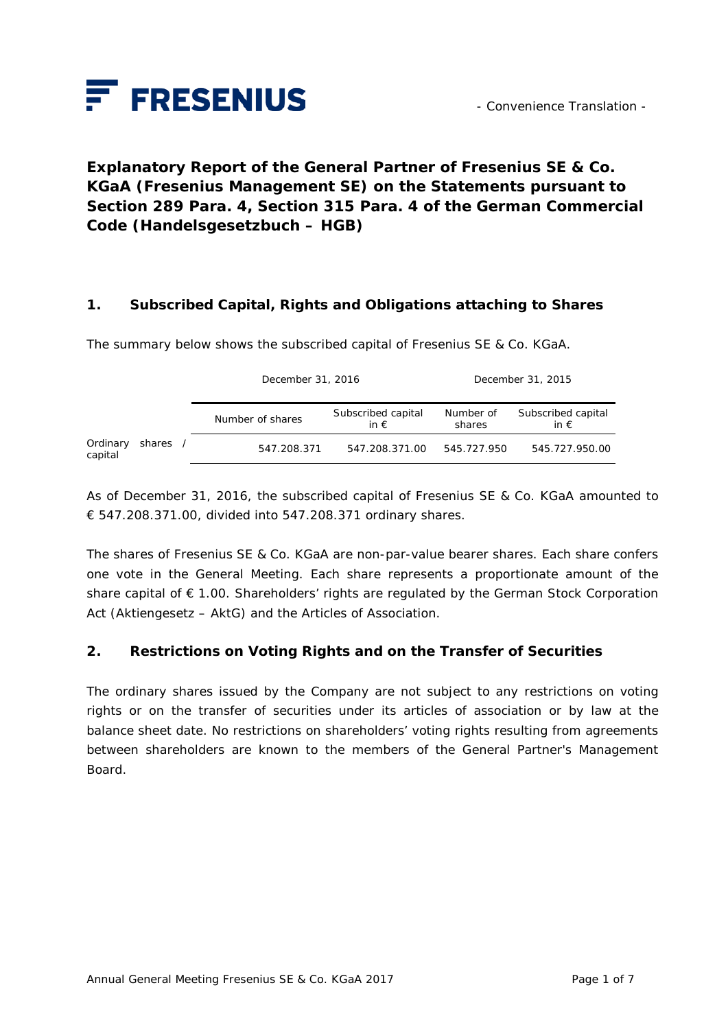FRESENIUS

- Convenience Translation -

# Explanatory Report of the General Partner of Fresenius SE & Co. KGaA (Fresenius Management SE) on the Statements pursuant to Section 289 Para. 4, Section 315 Para. 4 of the German Commercial Code (Handelsgesetzbuch – HGB)

## 1. Subscribed Capital, Rights and Obligations attaching to Shares

The summary below shows the subscribed capital of Fresenius SE & Co. KGaA.

| | December 31, 2016 | | December 31, 2015 | |
|---|---|---|---|---|
| | Number of shares | Subscribed capital in € | Number of shares | Subscribed capital in € |
| Ordinary shares / capital | 547.208.371 | 547.208.371.00 | 545.727.950 | 545.727.950.00 |

As of December 31, 2016, the subscribed capital of Fresenius SE & Co. KGaA amounted to € 547.208.371.00, divided into 547.208.371 ordinary shares.

The shares of Fresenius SE & Co. KGaA are non-par-value bearer shares. Each share confers one vote in the General Meeting. Each share represents a proportionate amount of the share capital of € 1.00. Shareholders' rights are regulated by the German Stock Corporation Act (Aktiengesetz – AktG) and the Articles of Association.

## 2. Restrictions on Voting Rights and on the Transfer of Securities

The ordinary shares issued by the Company are not subject to any restrictions on voting rights or on the transfer of securities under its articles of association or by law at the balance sheet date. No restrictions on shareholders' voting rights resulting from agreements between shareholders are known to the members of the General Partner's Management Board.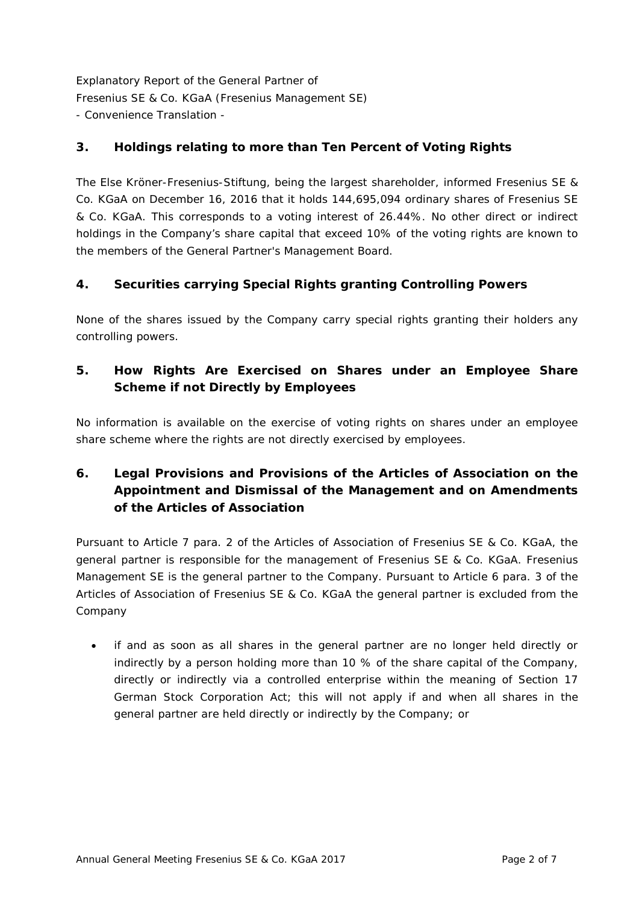Explanatory Report of the General Partner of
Fresenius SE & Co. KGaA (Fresenius Management SE)
- Convenience Translation -

## 3. Holdings relating to more than Ten Percent of Voting Rights

The Else Kröner-Fresenius-Stiftung, being the largest shareholder, informed Fresenius SE & Co. KGaA on December 16, 2016 that it holds 144,695,094 ordinary shares of Fresenius SE & Co. KGaA. This corresponds to a voting interest of 26.44%. No other direct or indirect holdings in the Company's share capital that exceed 10% of the voting rights are known to the members of the General Partner's Management Board.

## 4. Securities carrying Special Rights granting Controlling Powers

None of the shares issued by the Company carry special rights granting their holders any controlling powers.

## 5. How Rights Are Exercised on Shares under an Employee Share Scheme if not Directly by Employees

No information is available on the exercise of voting rights on shares under an employee share scheme where the rights are not directly exercised by employees.

## 6. Legal Provisions and Provisions of the Articles of Association on the Appointment and Dismissal of the Management and on Amendments of the Articles of Association

Pursuant to Article 7 para. 2 of the Articles of Association of Fresenius SE & Co. KGaA, the general partner is responsible for the management of Fresenius SE & Co. KGaA. Fresenius Management SE is the general partner to the Company. Pursuant to Article 6 para. 3 of the Articles of Association of Fresenius SE & Co. KGaA the general partner is excluded from the Company

- if and as soon as all shares in the general partner are no longer held directly or indirectly by a person holding more than 10 % of the share capital of the Company, directly or indirectly via a controlled enterprise within the meaning of Section 17 German Stock Corporation Act; this will not apply if and when all shares in the general partner are held directly or indirectly by the Company; or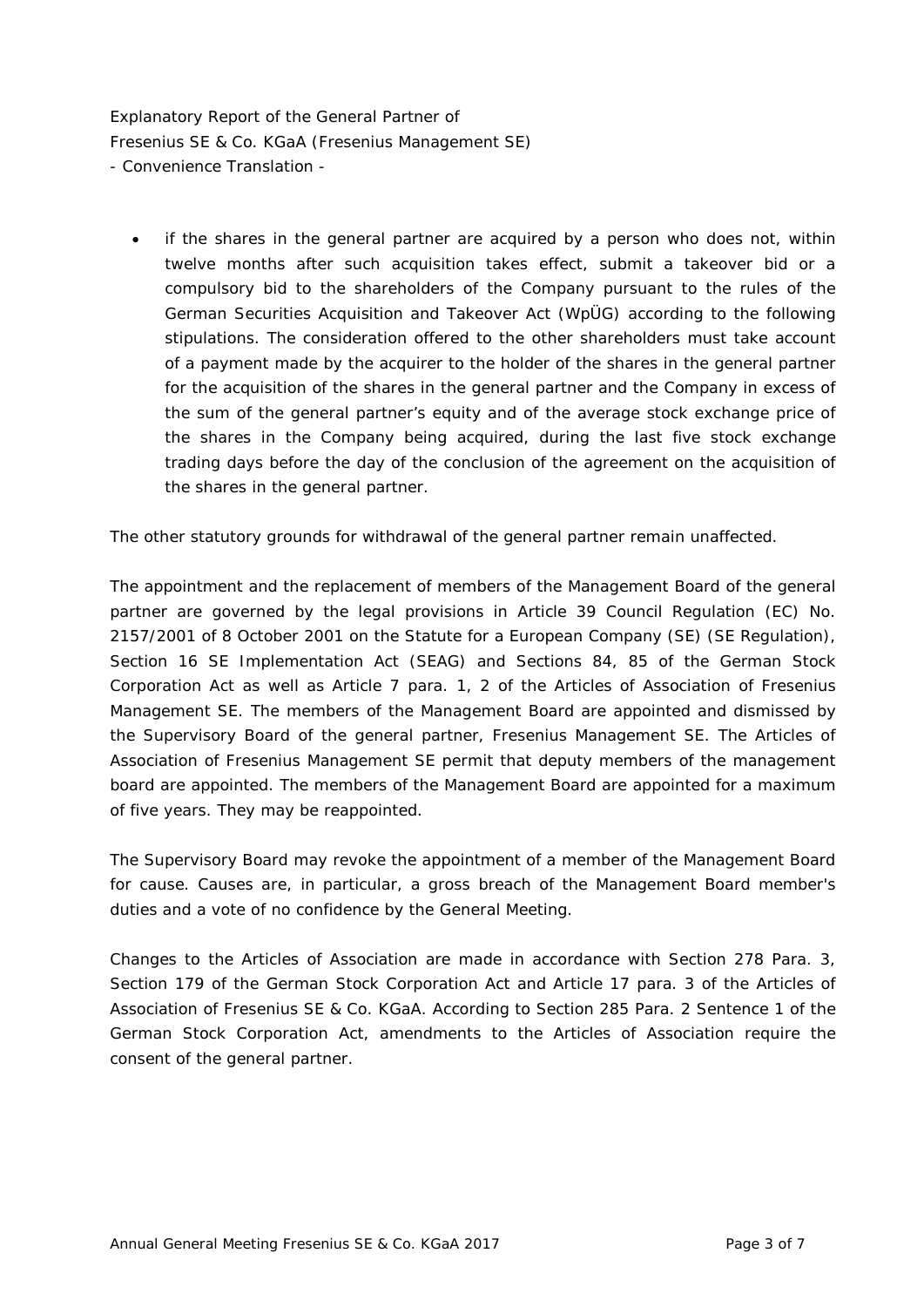- if the shares in the general partner are acquired by a person who does not, within twelve months after such acquisition takes effect, submit a takeover bid or a compulsory bid to the shareholders of the Company pursuant to the rules of the German Securities Acquisition and Takeover Act (WpÜG) according to the following stipulations. The consideration offered to the other shareholders must take account of a payment made by the acquirer to the holder of the shares in the general partner for the acquisition of the shares in the general partner and the Company in excess of the sum of the general partner's equity and of the average stock exchange price of the shares in the Company being acquired, during the last five stock exchange trading days before the day of the conclusion of the agreement on the acquisition of the shares in the general partner.

The other statutory grounds for withdrawal of the general partner remain unaffected.

The appointment and the replacement of members of the Management Board of the general partner are governed by the legal provisions in Article 39 Council Regulation (EC) No. 2157/2001 of 8 October 2001 on the Statute for a European Company (SE) (SE Regulation), Section 16 SE Implementation Act (SEAG) and Sections 84, 85 of the German Stock Corporation Act as well as Article 7 para. 1, 2 of the Articles of Association of Fresenius Management SE. The members of the Management Board are appointed and dismissed by the Supervisory Board of the general partner, Fresenius Management SE. The Articles of Association of Fresenius Management SE permit that deputy members of the management board are appointed. The members of the Management Board are appointed for a maximum of five years. They may be reappointed.

The Supervisory Board may revoke the appointment of a member of the Management Board for cause. Causes are, in particular, a gross breach of the Management Board member's duties and a vote of no confidence by the General Meeting.

Changes to the Articles of Association are made in accordance with Section 278 Para. 3, Section 179 of the German Stock Corporation Act and Article 17 para. 3 of the Articles of Association of Fresenius SE & Co. KGaA. According to Section 285 Para. 2 Sentence 1 of the German Stock Corporation Act, amendments to the Articles of Association require the consent of the general partner.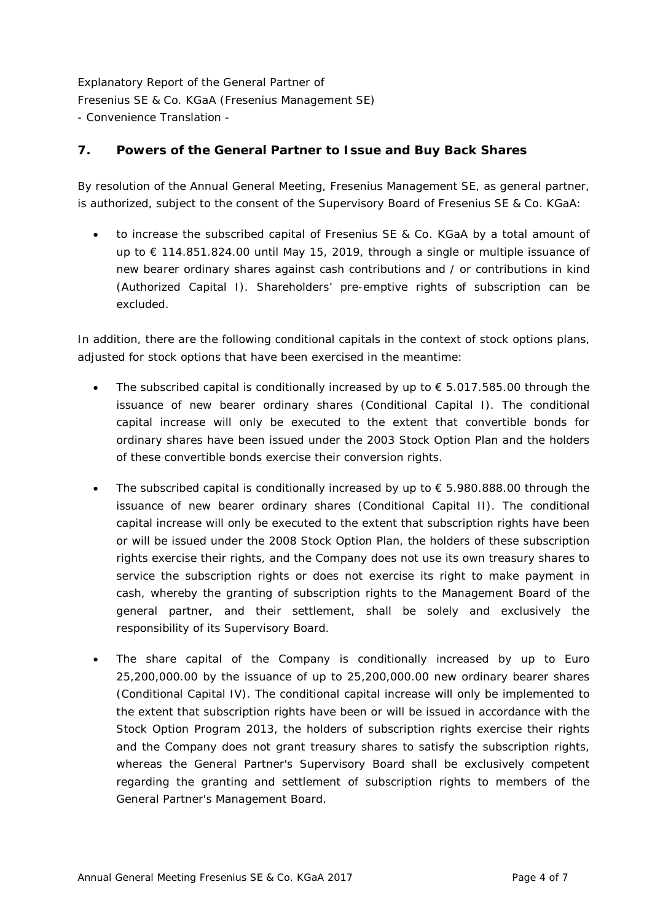Explanatory Report of the General Partner of
Fresenius SE & Co. KGaA (Fresenius Management SE)
- Convenience Translation -

## 7. Powers of the General Partner to Issue and Buy Back Shares

By resolution of the Annual General Meeting, Fresenius Management SE, as general partner, is authorized, subject to the consent of the Supervisory Board of Fresenius SE & Co. KGaA:

- to increase the subscribed capital of Fresenius SE & Co. KGaA by a total amount of up to € 114.851.824.00 until May 15, 2019, through a single or multiple issuance of new bearer ordinary shares against cash contributions and / or contributions in kind (Authorized Capital I). Shareholders' pre-emptive rights of subscription can be excluded.

In addition, there are the following conditional capitals in the context of stock options plans, adjusted for stock options that have been exercised in the meantime:

- The subscribed capital is conditionally increased by up to € 5.017.585.00 through the issuance of new bearer ordinary shares (Conditional Capital I). The conditional capital increase will only be executed to the extent that convertible bonds for ordinary shares have been issued under the 2003 Stock Option Plan and the holders of these convertible bonds exercise their conversion rights.
- The subscribed capital is conditionally increased by up to € 5.980.888.00 through the issuance of new bearer ordinary shares (Conditional Capital II). The conditional capital increase will only be executed to the extent that subscription rights have been or will be issued under the 2008 Stock Option Plan, the holders of these subscription rights exercise their rights, and the Company does not use its own treasury shares to service the subscription rights or does not exercise its right to make payment in cash, whereby the granting of subscription rights to the Management Board of the general partner, and their settlement, shall be solely and exclusively the responsibility of its Supervisory Board.
- The share capital of the Company is conditionally increased by up to Euro 25,200,000.00 by the issuance of up to 25,200,000.00 new ordinary bearer shares (Conditional Capital IV). The conditional capital increase will only be implemented to the extent that subscription rights have been or will be issued in accordance with the Stock Option Program 2013, the holders of subscription rights exercise their rights and the Company does not grant treasury shares to satisfy the subscription rights, whereas the General Partner's Supervisory Board shall be exclusively competent regarding the granting and settlement of subscription rights to members of the General Partner's Management Board.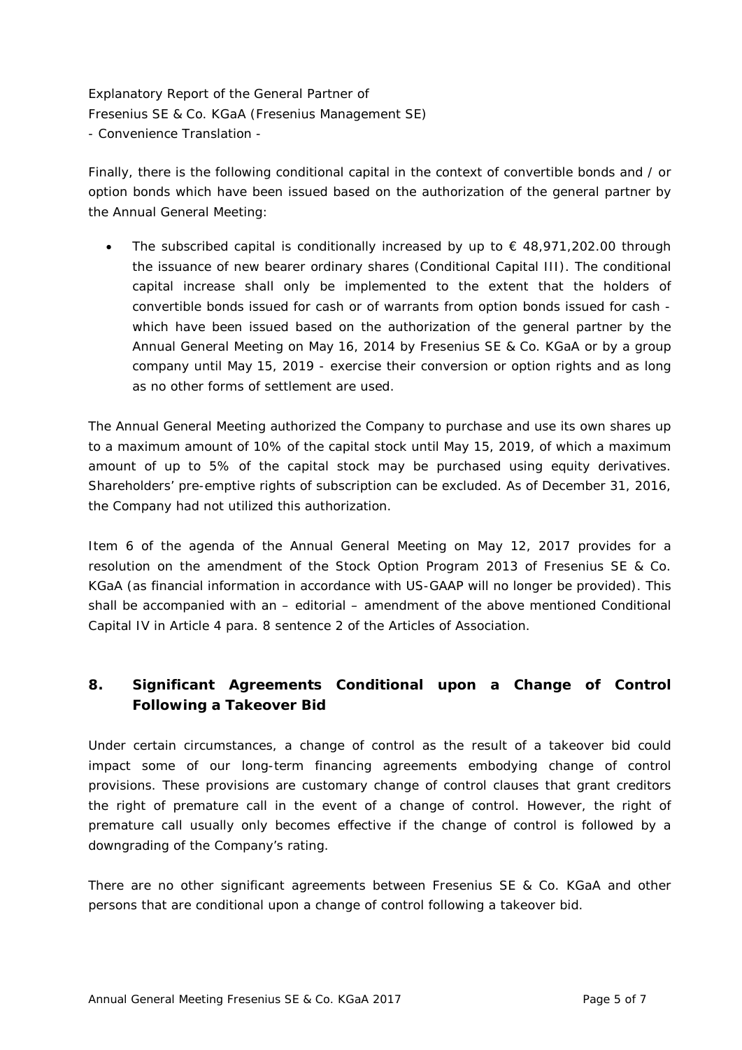Explanatory Report of the General Partner of
Fresenius SE & Co. KGaA (Fresenius Management SE)
- Convenience Translation -

Finally, there is the following conditional capital in the context of convertible bonds and / or option bonds which have been issued based on the authorization of the general partner by the Annual General Meeting:

- The subscribed capital is conditionally increased by up to € 48,971,202.00 through the issuance of new bearer ordinary shares (Conditional Capital III). The conditional capital increase shall only be implemented to the extent that the holders of convertible bonds issued for cash or of warrants from option bonds issued for cash - which have been issued based on the authorization of the general partner by the Annual General Meeting on May 16, 2014 by Fresenius SE & Co. KGaA or by a group company until May 15, 2019 - exercise their conversion or option rights and as long as no other forms of settlement are used.

The Annual General Meeting authorized the Company to purchase and use its own shares up to a maximum amount of 10% of the capital stock until May 15, 2019, of which a maximum amount of up to 5% of the capital stock may be purchased using equity derivatives. Shareholders' pre-emptive rights of subscription can be excluded. As of December 31, 2016, the Company had not utilized this authorization.

Item 6 of the agenda of the Annual General Meeting on May 12, 2017 provides for a resolution on the amendment of the Stock Option Program 2013 of Fresenius SE & Co. KGaA (as financial information in accordance with US-GAAP will no longer be provided). This shall be accompanied with an – editorial – amendment of the above mentioned Conditional Capital IV in Article 4 para. 8 sentence 2 of the Articles of Association.

## 8. Significant Agreements Conditional upon a Change of Control Following a Takeover Bid

Under certain circumstances, a change of control as the result of a takeover bid could impact some of our long-term financing agreements embodying change of control provisions. These provisions are customary change of control clauses that grant creditors the right of premature call in the event of a change of control. However, the right of premature call usually only becomes effective if the change of control is followed by a downgrading of the Company's rating.

There are no other significant agreements between Fresenius SE & Co. KGaA and other persons that are conditional upon a change of control following a takeover bid.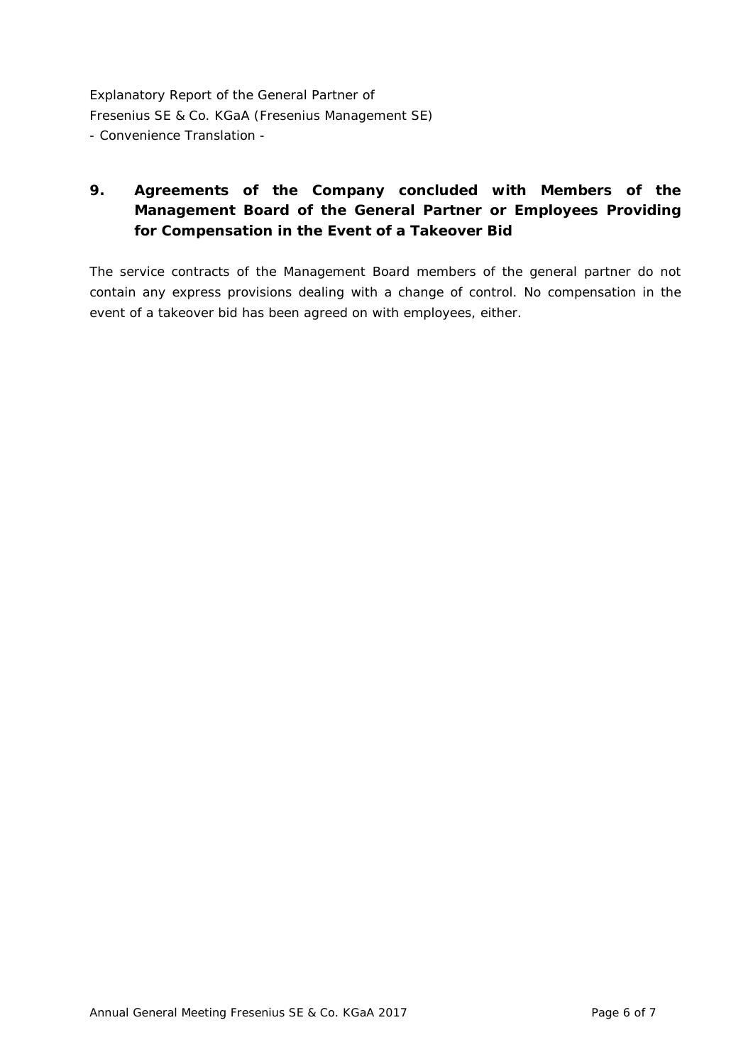## 9. Agreements of the Company concluded with Members of the Management Board of the General Partner or Employees Providing for Compensation in the Event of a Takeover Bid

The service contracts of the Management Board members of the general partner do not contain any express provisions dealing with a change of control. No compensation in the event of a takeover bid has been agreed on with employees, either.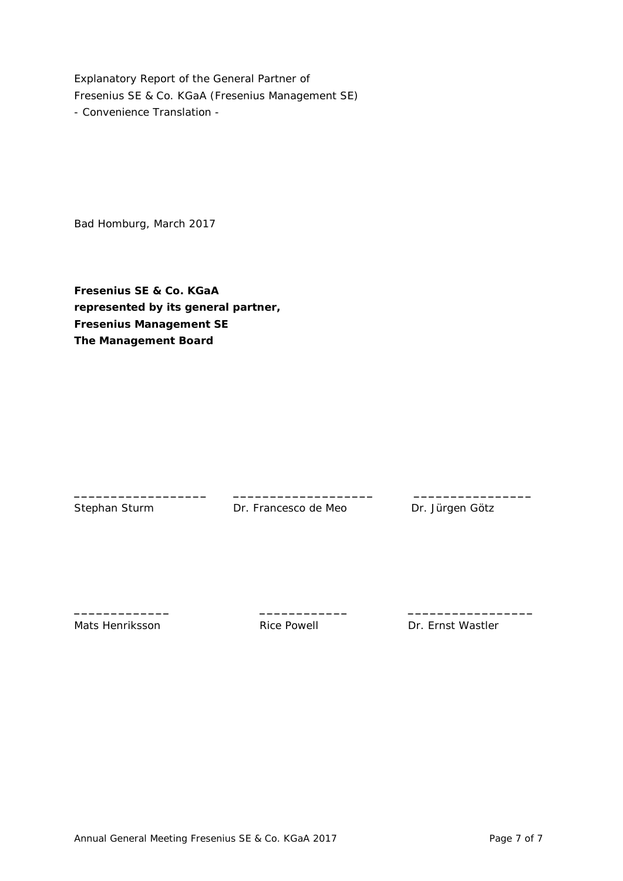Explanatory Report of the General Partner of
Fresenius SE & Co. KGaA (Fresenius Management SE)
- Convenience Translation -

Bad Homburg, March 2017

**Fresenius SE & Co. KGaA**
**represented by its general partner,**
**Fresenius Management SE**
**The Management Board**

| | | |
|---|---|---|
| Stephan Sturm | Dr. Francesco de Meo | Dr. Jürgen Götz |
| Mats Henriksson | Rice Powell | Dr. Ernst Wastler |